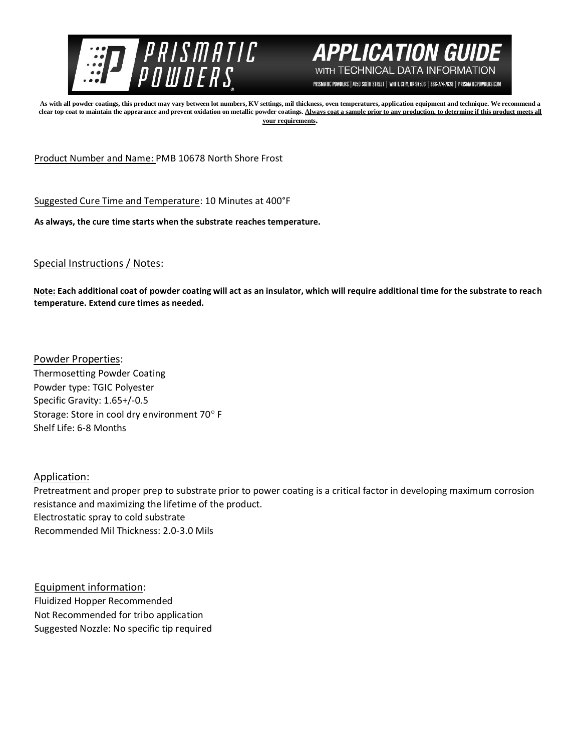# PRISMATIC POWDERS

## APPLICATION GUIDE
WITH TECHNICAL DATA INFORMATION

PRISMATIC POWDERS. | 7050 SIXTH STREET | WHITE CITY, OR 97503 | 866-774-7628 | PRISMATICPOWDERS.COM

**As with all powder coatings, this product may vary between lot numbers, KV settings, mil thickness, oven temperatures, application equipment and technique. We recommend a clear top coat to maintain the appearance and prevent oxidation on metallic powder coatings. <u>Always coat a sample prior to any production, to determine if this product meets all your requirements</u>.**

<u>Product Number and Name:</u> PMB 10678 North Shore Frost

<u>Suggested Cure Time and Temperature</u>: 10 Minutes at 400°F

**As always, the cure time starts when the substrate reaches temperature.**

<u>Special Instructions / Notes</u>:

**<u>Note:</u> Each additional coat of powder coating will act as an insulator, which will require additional time for the substrate to reach temperature. Extend cure times as needed.**

<u>Powder Properties</u>:
Thermosetting Powder Coating
Powder type: TGIC Polyester
Specific Gravity: 1.65+/-0.5
Storage: Store in cool dry environment 70° F
Shelf Life: 6-8 Months

<u>Application:</u>
Pretreatment and proper prep to substrate prior to power coating is a critical factor in developing maximum corrosion resistance and maximizing the lifetime of the product.
Electrostatic spray to cold substrate
Recommended Mil Thickness: 2.0-3.0 Mils

<u>Equipment information</u>:
Fluidized Hopper Recommended
Not Recommended for tribo application
Suggested Nozzle: No specific tip required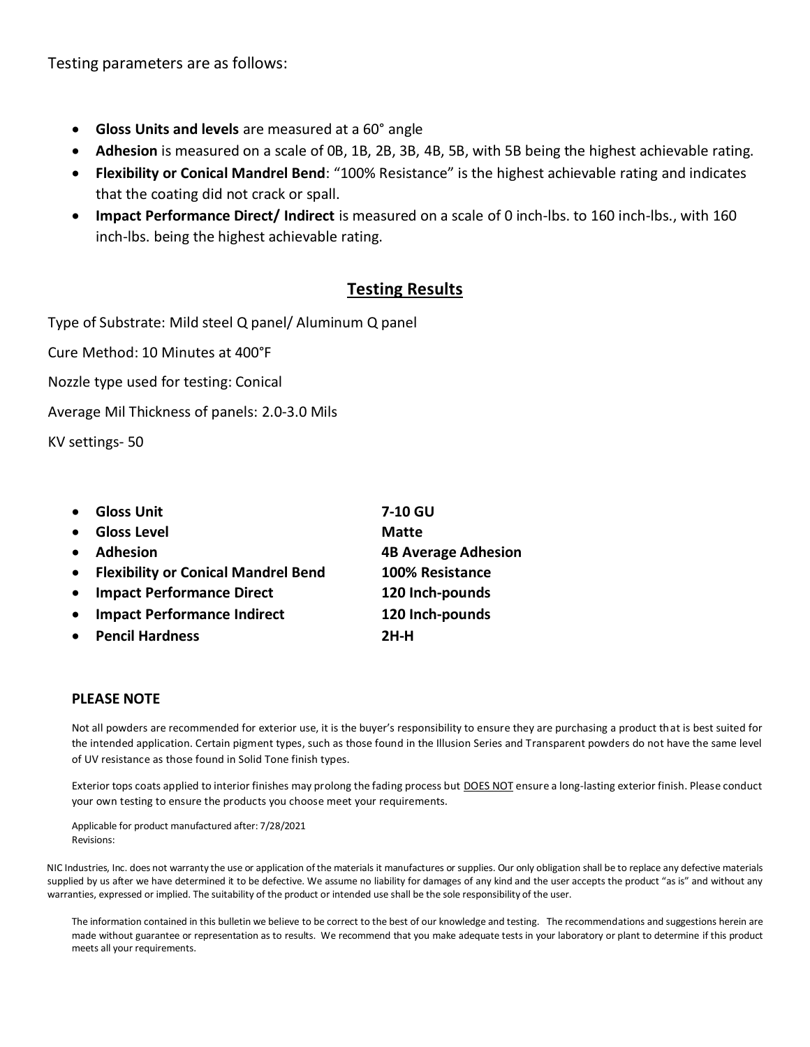Testing parameters are as follows:

- **Gloss Units and levels** are measured at a 60° angle
- **Adhesion** is measured on a scale of 0B, 1B, 2B, 3B, 4B, 5B, with 5B being the highest achievable rating.
- **Flexibility or Conical Mandrel Bend**: "100% Resistance" is the highest achievable rating and indicates that the coating did not crack or spall.
- **Impact Performance Direct/ Indirect** is measured on a scale of 0 inch-lbs. to 160 inch-lbs., with 160 inch-lbs. being the highest achievable rating.

## Testing Results

Type of Substrate: Mild steel Q panel/ Aluminum Q panel

Cure Method: 10 Minutes at 400°F

Nozzle type used for testing: Conical

Average Mil Thickness of panels: 2.0-3.0 Mils

KV settings- 50

| | |
|---|---|
| **Gloss Unit** | **7-10 GU** |
| **Gloss Level** | **Matte** |
| **Adhesion** | **4B Average Adhesion** |
| **Flexibility or Conical Mandrel Bend** | **100% Resistance** |
| **Impact Performance Direct** | **120 Inch-pounds** |
| **Impact Performance Indirect** | **120 Inch-pounds** |
| **Pencil Hardness** | **2H-H** |

### PLEASE NOTE

Not all powders are recommended for exterior use, it is the buyer's responsibility to ensure they are purchasing a product that is best suited for the intended application. Certain pigment types, such as those found in the Illusion Series and Transparent powders do not have the same level of UV resistance as those found in Solid Tone finish types.

Exterior tops coats applied to interior finishes may prolong the fading process but DOES NOT ensure a long-lasting exterior finish. Please conduct your own testing to ensure the products you choose meet your requirements.

Applicable for product manufactured after: 7/28/2021
Revisions:

NIC Industries, Inc. does not warranty the use or application of the materials it manufactures or supplies. Our only obligation shall be to replace any defective materials supplied by us after we have determined it to be defective. We assume no liability for damages of any kind and the user accepts the product "as is" and without any warranties, expressed or implied. The suitability of the product or intended use shall be the sole responsibility of the user.

The information contained in this bulletin we believe to be correct to the best of our knowledge and testing. The recommendations and suggestions herein are made without guarantee or representation as to results. We recommend that you make adequate tests in your laboratory or plant to determine if this product meets all your requirements.